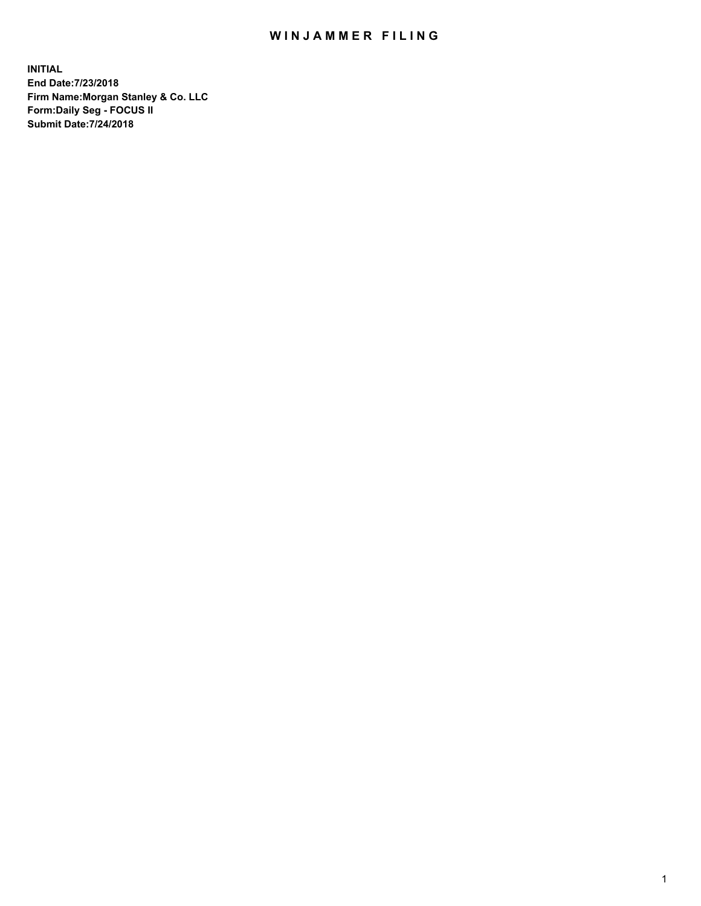# WINJAMMER FILING

**INITIAL**
**End Date:7/23/2018**
**Firm Name:Morgan Stanley & Co. LLC**
**Form:Daily Seg - FOCUS II**
**Submit Date:7/24/2018**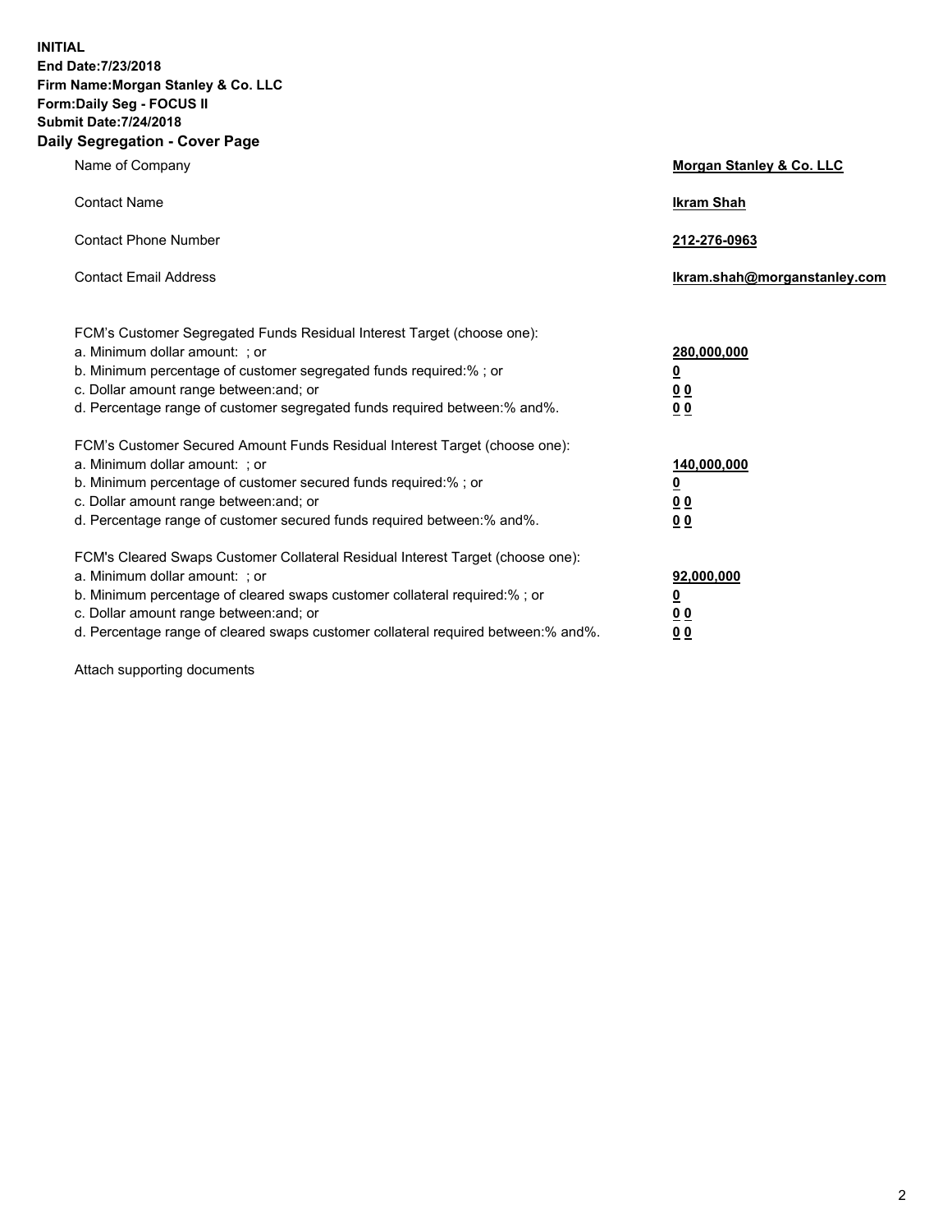**INITIAL**
**End Date:7/23/2018**
**Firm Name:Morgan Stanley & Co. LLC**
**Form:Daily Seg - FOCUS II**
**Submit Date:7/24/2018**
**Daily Segregation - Cover Page**

| | |
|---|---|
| Name of Company | **Morgan Stanley & Co. LLC** |
| Contact Name | **Ikram Shah** |
| Contact Phone Number | **212-276-0963** |
| Contact Email Address | **Ikram.shah@morganstanley.com** |

FCM's Customer Segregated Funds Residual Interest Target (choose one):

| | |
|---|---|
| a. Minimum dollar amount: ; or | **280,000,000** |
| b. Minimum percentage of customer segregated funds required:% ; or | **0** |
| c. Dollar amount range between:and; or | **0 0** |
| d. Percentage range of customer segregated funds required between:% and%. | **0 0** |

FCM's Customer Secured Amount Funds Residual Interest Target (choose one):

| | |
|---|---|
| a. Minimum dollar amount: ; or | **140,000,000** |
| b. Minimum percentage of customer secured funds required:% ; or | **0** |
| c. Dollar amount range between:and; or | **0 0** |
| d. Percentage range of customer secured funds required between:% and%. | **0 0** |

FCM's Cleared Swaps Customer Collateral Residual Interest Target (choose one):

| | |
|---|---|
| a. Minimum dollar amount: ; or | **92,000,000** |
| b. Minimum percentage of cleared swaps customer collateral required:% ; or | **0** |
| c. Dollar amount range between:and; or | **0 0** |
| d. Percentage range of cleared swaps customer collateral required between:% and%. | **0 0** |

Attach supporting documents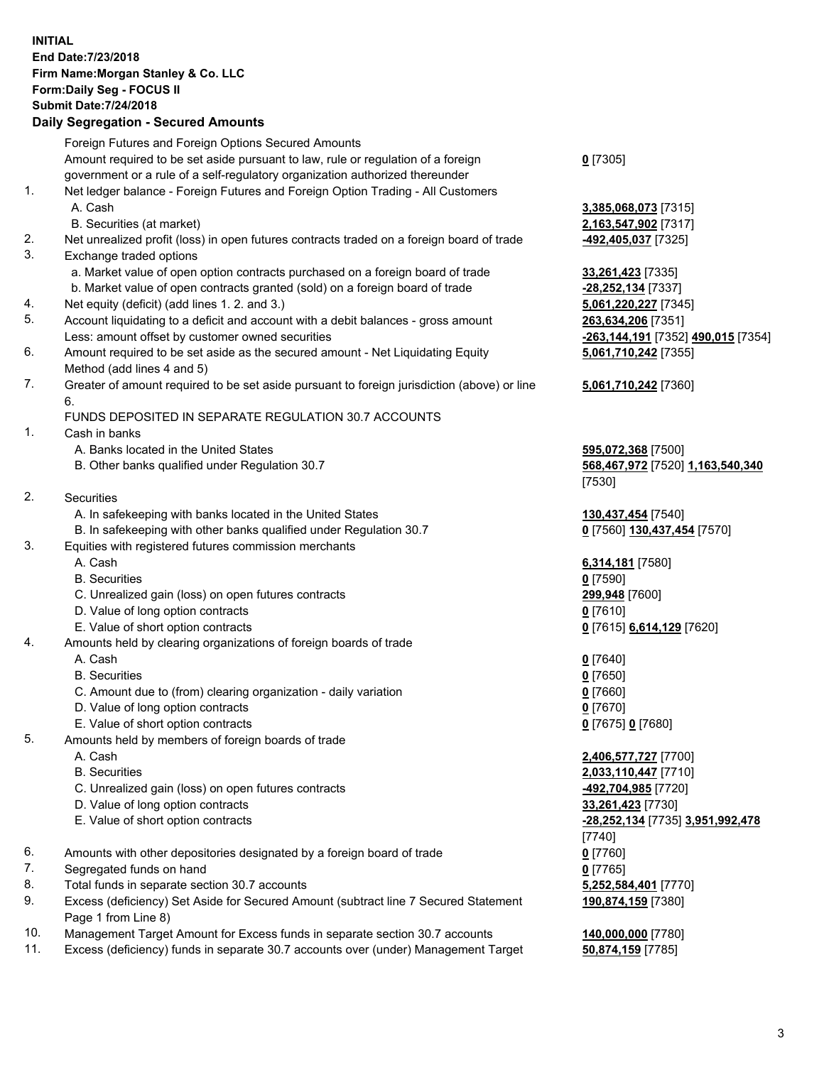**INITIAL**
**End Date:7/23/2018**
**Firm Name:Morgan Stanley & Co. LLC**
**Form:Daily Seg - FOCUS II**
**Submit Date:7/24/2018**

## Daily Segregation - Secured Amounts

| | | |
|---|---|---|
| | Foreign Futures and Foreign Options Secured Amounts | |
| | Amount required to be set aside pursuant to law, rule or regulation of a foreign government or a rule of a self-regulatory organization authorized thereunder | **0** [7305] |
| 1. | Net ledger balance - Foreign Futures and Foreign Option Trading - All Customers | |
| | A. Cash | **3,385,068,073** [7315] |
| | B. Securities (at market) | **2,163,547,902** [7317] |
| 2. | Net unrealized profit (loss) in open futures contracts traded on a foreign board of trade | **-492,405,037** [7325] |
| 3. | Exchange traded options | |
| | a. Market value of open option contracts purchased on a foreign board of trade | **33,261,423** [7335] |
| | b. Market value of open contracts granted (sold) on a foreign board of trade | **-28,252,134** [7337] |
| 4. | Net equity (deficit) (add lines 1. 2. and 3.) | **5,061,220,227** [7345] |
| 5. | Account liquidating to a deficit and account with a debit balances - gross amount | **263,634,206** [7351] |
| | Less: amount offset by customer owned securities | **-263,144,191** [7352] **490,015** [7354] |
| 6. | Amount required to be set aside as the secured amount - Net Liquidating Equity Method (add lines 4 and 5) | **5,061,710,242** [7355] |
| 7. | Greater of amount required to be set aside pursuant to foreign jurisdiction (above) or line 6. | **5,061,710,242** [7360] |
| | FUNDS DEPOSITED IN SEPARATE REGULATION 30.7 ACCOUNTS | |
| 1. | Cash in banks | |
| | A. Banks located in the United States | **595,072,368** [7500] |
| | B. Other banks qualified under Regulation 30.7 | **568,467,972** [7520] **1,163,540,340** [7530] |
| 2. | Securities | |
| | A. In safekeeping with banks located in the United States | **130,437,454** [7540] |
| | B. In safekeeping with other banks qualified under Regulation 30.7 | **0** [7560] **130,437,454** [7570] |
| 3. | Equities with registered futures commission merchants | |
| | A. Cash | **6,314,181** [7580] |
| | B. Securities | **0** [7590] |
| | C. Unrealized gain (loss) on open futures contracts | **299,948** [7600] |
| | D. Value of long option contracts | **0** [7610] |
| | E. Value of short option contracts | **0** [7615] **6,614,129** [7620] |
| 4. | Amounts held by clearing organizations of foreign boards of trade | |
| | A. Cash | **0** [7640] |
| | B. Securities | **0** [7650] |
| | C. Amount due to (from) clearing organization - daily variation | **0** [7660] |
| | D. Value of long option contracts | **0** [7670] |
| | E. Value of short option contracts | **0** [7675] **0** [7680] |
| 5. | Amounts held by members of foreign boards of trade | |
| | A. Cash | **2,406,577,727** [7700] |
| | B. Securities | **2,033,110,447** [7710] |
| | C. Unrealized gain (loss) on open futures contracts | **-492,704,985** [7720] |
| | D. Value of long option contracts | **33,261,423** [7730] |
| | E. Value of short option contracts | **-28,252,134** [7735] **3,951,992,478** [7740] |
| 6. | Amounts with other depositories designated by a foreign board of trade | **0** [7760] |
| 7. | Segregated funds on hand | **0** [7765] |
| 8. | Total funds in separate section 30.7 accounts | **5,252,584,401** [7770] |
| 9. | Excess (deficiency) Set Aside for Secured Amount (subtract line 7 Secured Statement Page 1 from Line 8) | **190,874,159** [7380] |
| 10. | Management Target Amount for Excess funds in separate section 30.7 accounts | **140,000,000** [7780] |
| 11. | Excess (deficiency) funds in separate 30.7 accounts over (under) Management Target | **50,874,159** [7785] |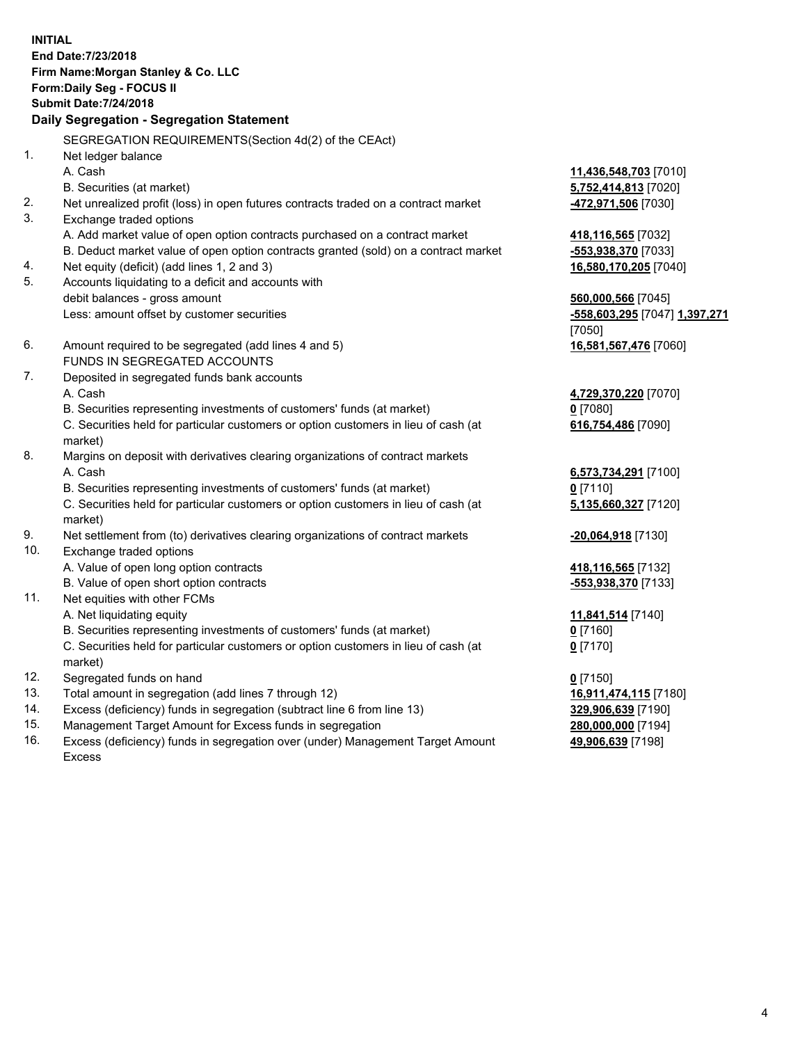**INITIAL**
**End Date:7/23/2018**
**Firm Name:Morgan Stanley & Co. LLC**
**Form:Daily Seg - FOCUS II**
**Submit Date:7/24/2018**

## Daily Segregation - Segregation Statement

SEGREGATION REQUIREMENTS(Section 4d(2) of the CEAct)

| | | |
|---|---|---|
| 1. | Net ledger balance | |
| | A. Cash | **11,436,548,703** [7010] |
| | B. Securities (at market) | **5,752,414,813** [7020] |
| 2. | Net unrealized profit (loss) in open futures contracts traded on a contract market | **-472,971,506** [7030] |
| 3. | Exchange traded options | |
| | A. Add market value of open option contracts purchased on a contract market | **418,116,565** [7032] |
| | B. Deduct market value of open option contracts granted (sold) on a contract market | **-553,938,370** [7033] |
| 4. | Net equity (deficit) (add lines 1, 2 and 3) | **16,580,170,205** [7040] |
| 5. | Accounts liquidating to a deficit and accounts with debit balances - gross amount | **560,000,566** [7045] |
| | Less: amount offset by customer securities | **-558,603,295** [7047] **1,397,271** [7050] |
| 6. | Amount required to be segregated (add lines 4 and 5) | **16,581,567,476** [7060] |
| | FUNDS IN SEGREGATED ACCOUNTS | |
| 7. | Deposited in segregated funds bank accounts | |
| | A. Cash | **4,729,370,220** [7070] |
| | B. Securities representing investments of customers' funds (at market) | **0** [7080] |
| | C. Securities held for particular customers or option customers in lieu of cash (at market) | **616,754,486** [7090] |
| 8. | Margins on deposit with derivatives clearing organizations of contract markets | |
| | A. Cash | **6,573,734,291** [7100] |
| | B. Securities representing investments of customers' funds (at market) | **0** [7110] |
| | C. Securities held for particular customers or option customers in lieu of cash (at market) | **5,135,660,327** [7120] |
| 9. | Net settlement from (to) derivatives clearing organizations of contract markets | **-20,064,918** [7130] |
| 10. | Exchange traded options | |
| | A. Value of open long option contracts | **418,116,565** [7132] |
| | B. Value of open short option contracts | **-553,938,370** [7133] |
| 11. | Net equities with other FCMs | |
| | A. Net liquidating equity | **11,841,514** [7140] |
| | B. Securities representing investments of customers' funds (at market) | **0** [7160] |
| | C. Securities held for particular customers or option customers in lieu of cash (at market) | **0** [7170] |
| 12. | Segregated funds on hand | **0** [7150] |
| 13. | Total amount in segregation (add lines 7 through 12) | **16,911,474,115** [7180] |
| 14. | Excess (deficiency) funds in segregation (subtract line 6 from line 13) | **329,906,639** [7190] |
| 15. | Management Target Amount for Excess funds in segregation | **280,000,000** [7194] |
| 16. | Excess (deficiency) funds in segregation over (under) Management Target Amount Excess | **49,906,639** [7198] |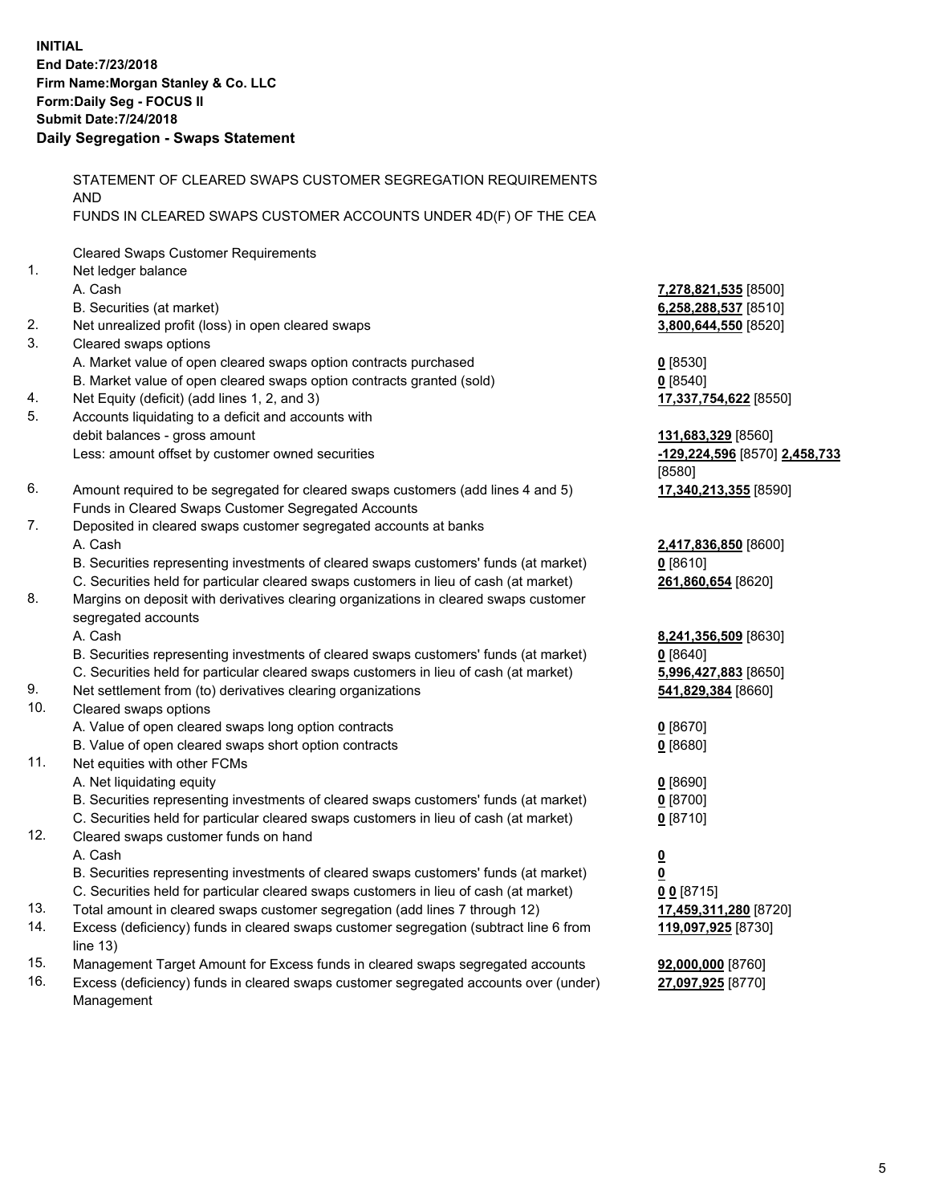**INITIAL**
**End Date:7/23/2018**
**Firm Name:Morgan Stanley & Co. LLC**
**Form:Daily Seg - FOCUS II**
**Submit Date:7/24/2018**
**Daily Segregation - Swaps Statement**

STATEMENT OF CLEARED SWAPS CUSTOMER SEGREGATION REQUIREMENTS AND FUNDS IN CLEARED SWAPS CUSTOMER ACCOUNTS UNDER 4D(F) OF THE CEA

| | | |
|---|---|---|
| | Cleared Swaps Customer Requirements | |
| 1. | Net ledger balance | |
| | A. Cash | **7,278,821,535** [8500] |
| | B. Securities (at market) | **6,258,288,537** [8510] |
| 2. | Net unrealized profit (loss) in open cleared swaps | **3,800,644,550** [8520] |
| 3. | Cleared swaps options | |
| | A. Market value of open cleared swaps option contracts purchased | **0** [8530] |
| | B. Market value of open cleared swaps option contracts granted (sold) | **0** [8540] |
| 4. | Net Equity (deficit) (add lines 1, 2, and 3) | **17,337,754,622** [8550] |
| 5. | Accounts liquidating to a deficit and accounts with debit balances - gross amount | **131,683,329** [8560] |
| | Less: amount offset by customer owned securities | **-129,224,596** [8570] **2,458,733** [8580] |
| 6. | Amount required to be segregated for cleared swaps customers (add lines 4 and 5) | **17,340,213,355** [8590] |
| | Funds in Cleared Swaps Customer Segregated Accounts | |
| 7. | Deposited in cleared swaps customer segregated accounts at banks | |
| | A. Cash | **2,417,836,850** [8600] |
| | B. Securities representing investments of cleared swaps customers' funds (at market) | **0** [8610] |
| | C. Securities held for particular cleared swaps customers in lieu of cash (at market) | **261,860,654** [8620] |
| 8. | Margins on deposit with derivatives clearing organizations in cleared swaps customer segregated accounts | |
| | A. Cash | **8,241,356,509** [8630] |
| | B. Securities representing investments of cleared swaps customers' funds (at market) | **0** [8640] |
| | C. Securities held for particular cleared swaps customers in lieu of cash (at market) | **5,996,427,883** [8650] |
| 9. | Net settlement from (to) derivatives clearing organizations | **541,829,384** [8660] |
| 10. | Cleared swaps options | |
| | A. Value of open cleared swaps long option contracts | **0** [8670] |
| | B. Value of open cleared swaps short option contracts | **0** [8680] |
| 11. | Net equities with other FCMs | |
| | A. Net liquidating equity | **0** [8690] |
| | B. Securities representing investments of cleared swaps customers' funds (at market) | **0** [8700] |
| | C. Securities held for particular cleared swaps customers in lieu of cash (at market) | **0** [8710] |
| 12. | Cleared swaps customer funds on hand | |
| | A. Cash | **0** |
| | B. Securities representing investments of cleared swaps customers' funds (at market) | **0** |
| | C. Securities held for particular cleared swaps customers in lieu of cash (at market) | **0** **0** [8715] |
| 13. | Total amount in cleared swaps customer segregation (add lines 7 through 12) | **17,459,311,280** [8720] |
| 14. | Excess (deficiency) funds in cleared swaps customer segregation (subtract line 6 from line 13) | **119,097,925** [8730] |
| 15. | Management Target Amount for Excess funds in cleared swaps segregated accounts | **92,000,000** [8760] |
| 16. | Excess (deficiency) funds in cleared swaps customer segregated accounts over (under) Management | **27,097,925** [8770] |